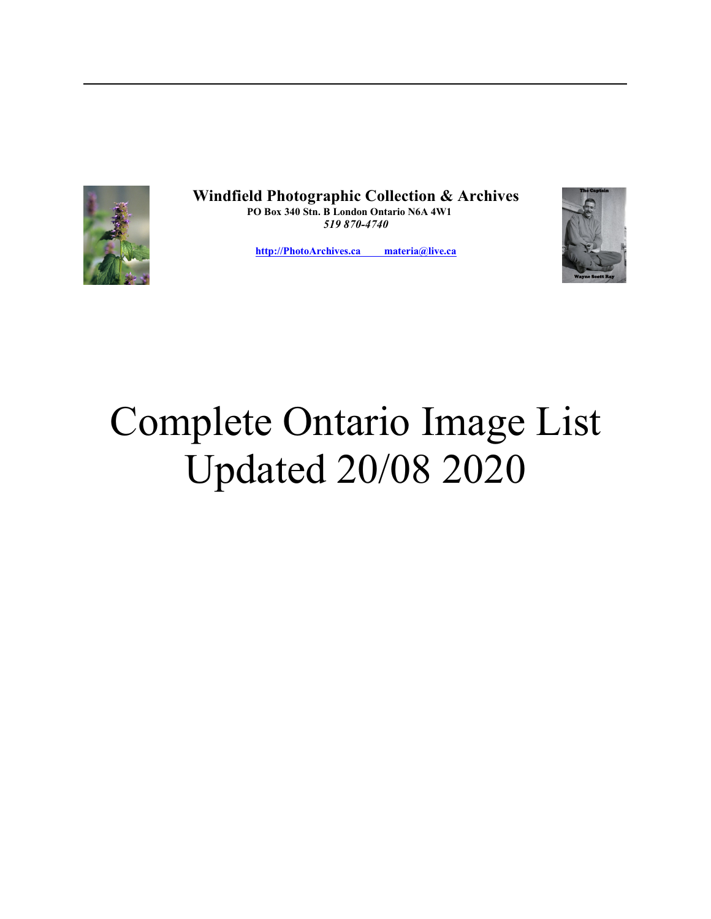**Windfield Photographic Collection & Archives**
**PO Box 340 Stn. B London Ontario N6A 4W1**
*519 870-4740*

**[http://PhotoArchives.ca](http://PhotoArchives.ca)** **[materia@live.ca](mailto:materia@live.ca)**

# Complete Ontario Image List
# Updated 20/08 2020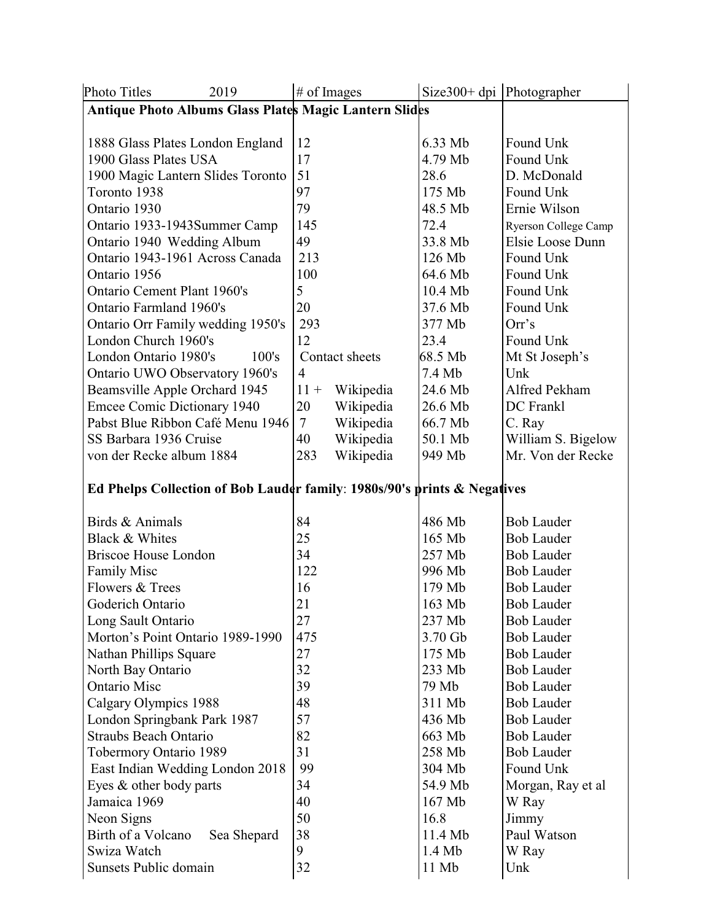| Photo Titles 2019 | # of Images | Size300+ dpi | Photographer |
|---|---|---|---|
| **Antique Photo Albums Glass Plates Magic Lantern Slides** | | | |
| 1888 Glass Plates London England | 12 | 6.33 Mb | Found Unk |
| 1900 Glass Plates USA | 17 | 4.79 Mb | Found Unk |
| 1900 Magic Lantern Slides Toronto | 51 | 28.6 | D. McDonald |
| Toronto 1938 | 97 | 175 Mb | Found Unk |
| Ontario 1930 | 79 | 48.5 Mb | Ernie Wilson |
| Ontario 1933-1943Summer Camp | 145 | 72.4 | Ryerson College Camp |
| Ontario 1940 Wedding Album | 49 | 33.8 Mb | Elsie Loose Dunn |
| Ontario 1943-1961 Across Canada | 213 | 126 Mb | Found Unk |
| Ontario 1956 | 100 | 64.6 Mb | Found Unk |
| Ontario Cement Plant 1960's | 5 | 10.4 Mb | Found Unk |
| Ontario Farmland 1960's | 20 | 37.6 Mb | Found Unk |
| Ontario Orr Family wedding 1950's | 293 | 377 Mb | Orr's |
| London Church 1960's | 12 | 23.4 | Found Unk |
| London Ontario 1980's 100's | Contact sheets | 68.5 Mb | Mt St Joseph's |
| Ontario UWO Observatory 1960's | 4 | 7.4 Mb | Unk |
| Beamsville Apple Orchard 1945 | 11 + Wikipedia | 24.6 Mb | Alfred Pekham |
| Emcee Comic Dictionary 1940 | 20 Wikipedia | 26.6 Mb | DC Frankl |
| Pabst Blue Ribbon Café Menu 1946 | 7 Wikipedia | 66.7 Mb | C. Ray |
| SS Barbara 1936 Cruise | 40 Wikipedia | 50.1 Mb | William S. Bigelow |
| von der Recke album 1884 | 283 Wikipedia | 949 Mb | Mr. Von der Recke |
| **Ed Phelps Collection of Bob Lauder family**: **1980s/90's prints & Negatives** | | | |
| Birds & Animals | 84 | 486 Mb | Bob Lauder |
| Black & Whites | 25 | 165 Mb | Bob Lauder |
| Briscoe House London | 34 | 257 Mb | Bob Lauder |
| Family Misc | 122 | 996 Mb | Bob Lauder |
| Flowers & Trees | 16 | 179 Mb | Bob Lauder |
| Goderich Ontario | 21 | 163 Mb | Bob Lauder |
| Long Sault Ontario | 27 | 237 Mb | Bob Lauder |
| Morton's Point Ontario 1989-1990 | 475 | 3.70 Gb | Bob Lauder |
| Nathan Phillips Square | 27 | 175 Mb | Bob Lauder |
| North Bay Ontario | 32 | 233 Mb | Bob Lauder |
| Ontario Misc | 39 | 79 Mb | Bob Lauder |
| Calgary Olympics 1988 | 48 | 311 Mb | Bob Lauder |
| London Springbank Park 1987 | 57 | 436 Mb | Bob Lauder |
| Straubs Beach Ontario | 82 | 663 Mb | Bob Lauder |
| Tobermory Ontario 1989 | 31 | 258 Mb | Bob Lauder |
| East Indian Wedding London 2018 | 99 | 304 Mb | Found Unk |
| Eyes & other body parts | 34 | 54.9 Mb | Morgan, Ray et al |
| Jamaica 1969 | 40 | 167 Mb | W Ray |
| Neon Signs | 50 | 16.8 | Jimmy |
| Birth of a Volcano Sea Shepard | 38 | 11.4 Mb | Paul Watson |
| Swiza Watch | 9 | 1.4 Mb | W Ray |
| Sunsets Public domain | 32 | 11 Mb | Unk |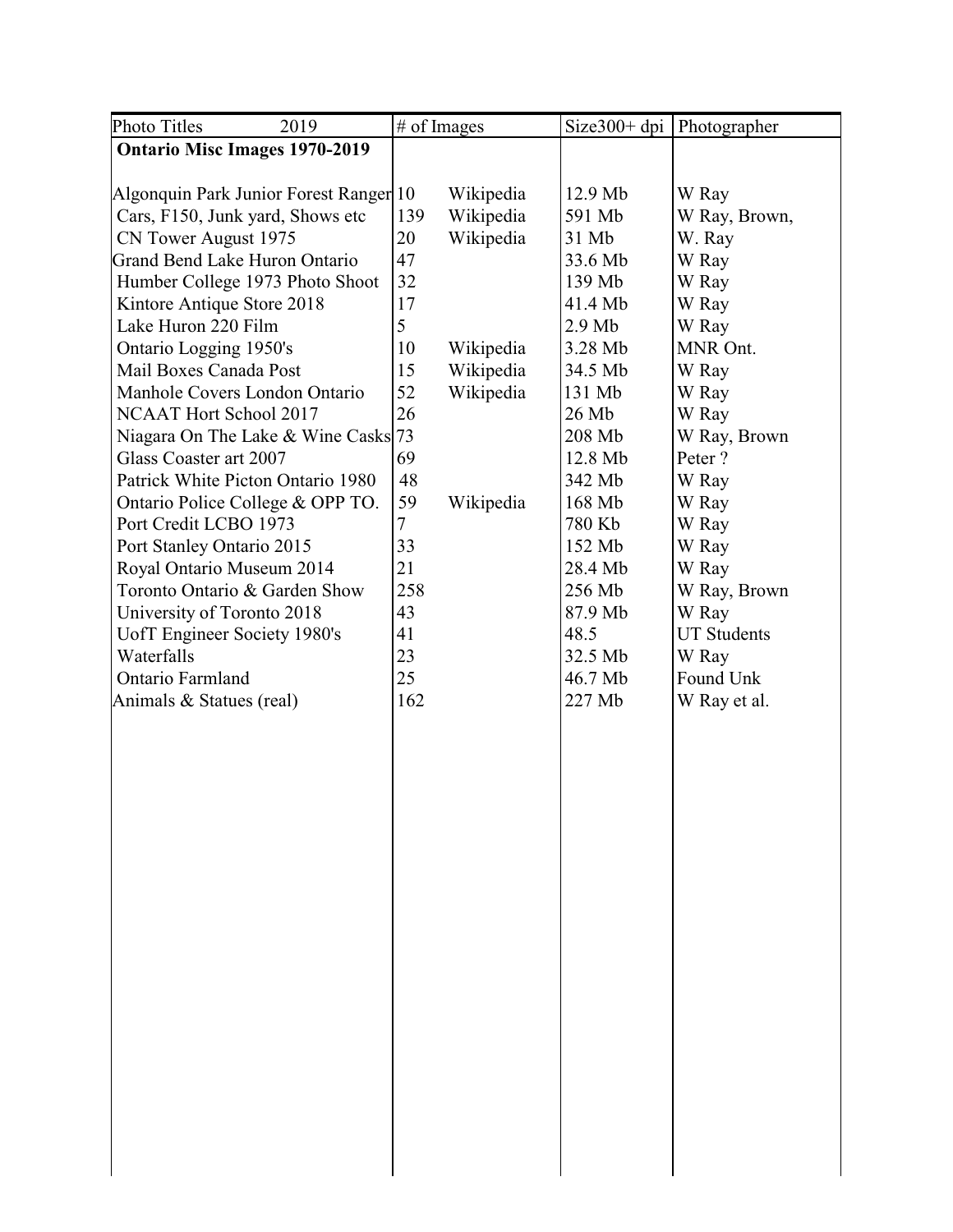| Photo Titles 2019 | # of Images | | Size300+ dpi | Photographer |
|---|---|---|---|---|
| **Ontario Misc Images 1970-2019** | | | | |
| Algonquin Park Junior Forest Ranger | 10 | Wikipedia | 12.9 Mb | W Ray |
| Cars, F150, Junk yard, Shows etc | 139 | Wikipedia | 591 Mb | W Ray, Brown, |
| CN Tower August 1975 | 20 | Wikipedia | 31 Mb | W. Ray |
| Grand Bend Lake Huron Ontario | 47 | | 33.6 Mb | W Ray |
| Humber College 1973 Photo Shoot | 32 | | 139 Mb | W Ray |
| Kintore Antique Store 2018 | 17 | | 41.4 Mb | W Ray |
| Lake Huron 220 Film | 5 | | 2.9 Mb | W Ray |
| Ontario Logging 1950's | 10 | Wikipedia | 3.28 Mb | MNR Ont. |
| Mail Boxes Canada Post | 15 | Wikipedia | 34.5 Mb | W Ray |
| Manhole Covers London Ontario | 52 | Wikipedia | 131 Mb | W Ray |
| NCAAT Hort School 2017 | 26 | | 26 Mb | W Ray |
| Niagara On The Lake & Wine Casks | 73 | | 208 Mb | W Ray, Brown |
| Glass Coaster art 2007 | 69 | | 12.8 Mb | Peter ? |
| Patrick White Picton Ontario 1980 | 48 | | 342 Mb | W Ray |
| Ontario Police College & OPP TO. | 59 | Wikipedia | 168 Mb | W Ray |
| Port Credit LCBO 1973 | 7 | | 780 Kb | W Ray |
| Port Stanley Ontario 2015 | 33 | | 152 Mb | W Ray |
| Royal Ontario Museum 2014 | 21 | | 28.4 Mb | W Ray |
| Toronto Ontario & Garden Show | 258 | | 256 Mb | W Ray, Brown |
| University of Toronto 2018 | 43 | | 87.9 Mb | W Ray |
| UofT Engineer Society 1980's | 41 | | 48.5 | UT Students |
| Waterfalls | 23 | | 32.5 Mb | W Ray |
| Ontario Farmland | 25 | | 46.7 Mb | Found Unk |
| Animals & Statues (real) | 162 | | 227 Mb | W Ray et al. |